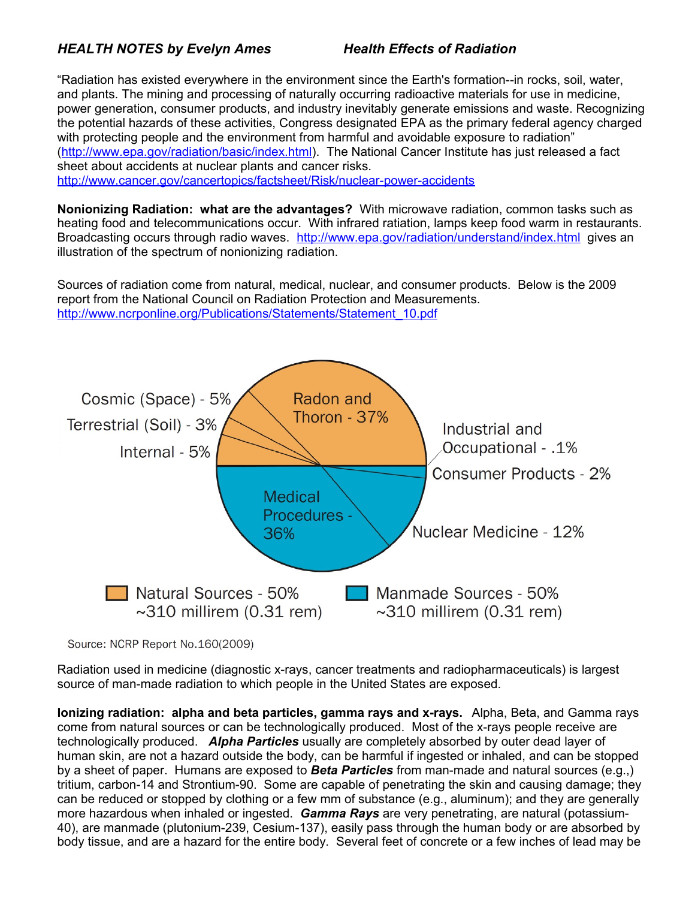***HEALTH NOTES by Evelyn Ames*** ***Health Effects of Radiation***

"Radiation has existed everywhere in the environment since the Earth's formation--in rocks, soil, water, and plants. The mining and processing of naturally occurring radioactive materials for use in medicine, power generation, consumer products, and industry inevitably generate emissions and waste. Recognizing the potential hazards of these activities, Congress designated EPA as the primary federal agency charged with protecting people and the environment from harmful and avoidable exposure to radiation" (http://www.epa.gov/radiation/basic/index.html). The National Cancer Institute has just released a fact sheet about accidents at nuclear plants and cancer risks. http://www.cancer.gov/cancertopics/factsheet/Risk/nuclear-power-accidents

**Nonionizing Radiation: what are the advantages?** With microwave radiation, common tasks such as heating food and telecommunications occur. With infrared ratiation, lamps keep food warm in restaurants. Broadcasting occurs through radio waves. http://www.epa.gov/radiation/understand/index.html gives an illustration of the spectrum of nonionizing radiation.

Sources of radiation come from natural, medical, nuclear, and consumer products. Below is the 2009 report from the National Council on Radiation Protection and Measurements. http://www.ncrponline.org/Publications/Statements/Statement_10.pdf

Radon and Thoron - 37%
Cosmic (Space) - 5%
Terrestrial (Soil) - 3%
Internal - 5%
Industrial and Occupational - .1%
Consumer Products - 2%
Nuclear Medicine - 12%
Medical Procedures - 36%

Natural Sources - 50% ~310 millirem (0.31 rem)
Manmade Sources - 50% ~310 millirem (0.31 rem)

Source: NCRP Report No.160(2009)

Radiation used in medicine (diagnostic x-rays, cancer treatments and radiopharmaceuticals) is largest source of man-made radiation to which people in the United States are exposed.

**Ionizing radiation: alpha and beta particles, gamma rays and x-rays.** Alpha, Beta, and Gamma rays come from natural sources or can be technologically produced. Most of the x-rays people receive are technologically produced. ***Alpha Particles*** usually are completely absorbed by outer dead layer of human skin, are not a hazard outside the body, can be harmful if ingested or inhaled, and can be stopped by a sheet of paper. Humans are exposed to ***Beta Particles*** from man-made and natural sources (e.g.,) tritium, carbon-14 and Strontium-90. Some are capable of penetrating the skin and causing damage; they can be reduced or stopped by clothing or a few mm of substance (e.g., aluminum); and they are generally more hazardous when inhaled or ingested. ***Gamma Rays*** are very penetrating, are natural (potassium-40), are manmade (plutonium-239, Cesium-137), easily pass through the human body or are absorbed by body tissue, and are a hazard for the entire body. Several feet of concrete or a few inches of lead may be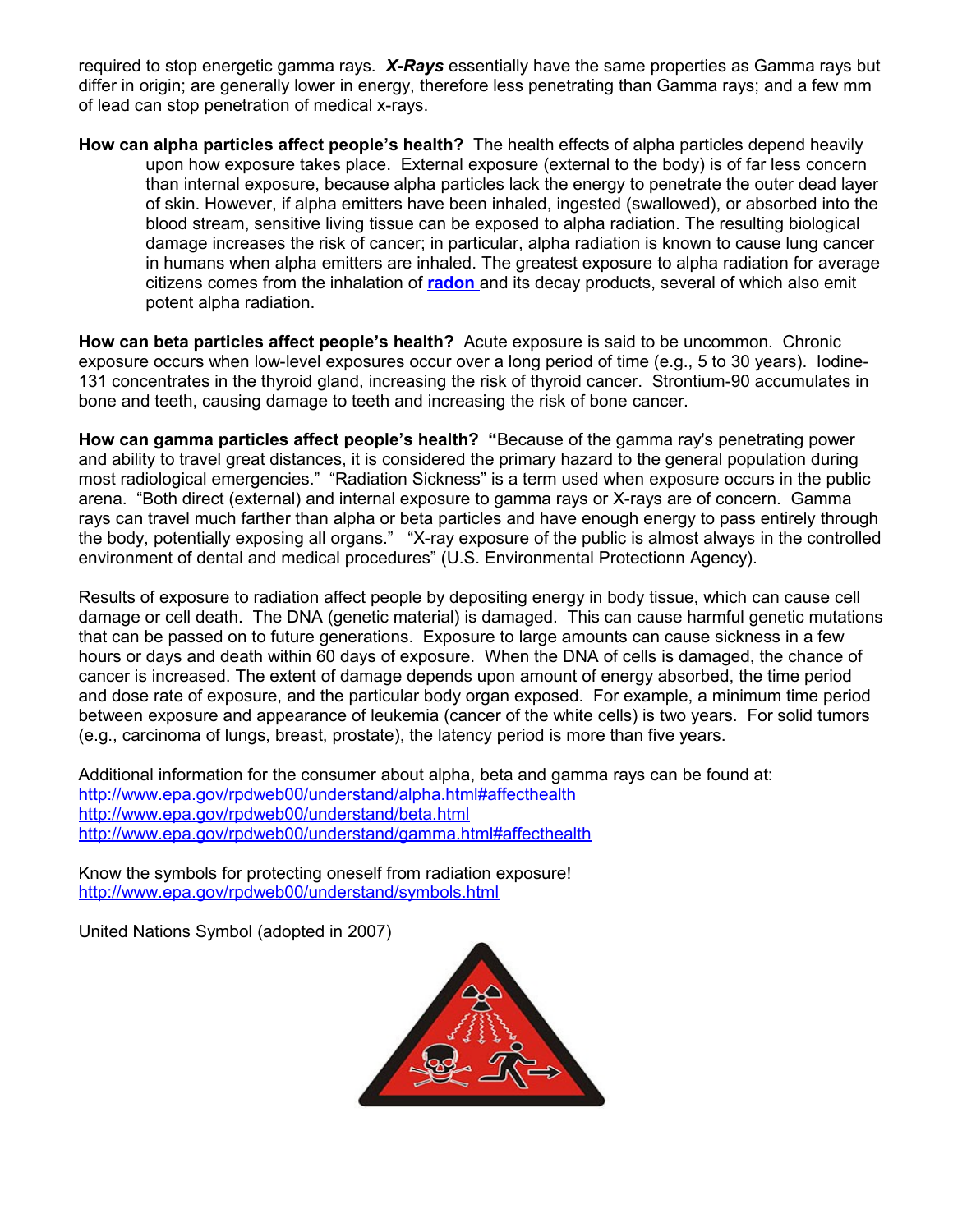required to stop energetic gamma rays. ***X-Rays*** essentially have the same properties as Gamma rays but differ in origin; are generally lower in energy, therefore less penetrating than Gamma rays; and a few mm of lead can stop penetration of medical x-rays.

**How can alpha particles affect people's health?** The health effects of alpha particles depend heavily upon how exposure takes place. External exposure (external to the body) is of far less concern than internal exposure, because alpha particles lack the energy to penetrate the outer dead layer of skin. However, if alpha emitters have been inhaled, ingested (swallowed), or absorbed into the blood stream, sensitive living tissue can be exposed to alpha radiation. The resulting biological damage increases the risk of cancer; in particular, alpha radiation is known to cause lung cancer in humans when alpha emitters are inhaled. The greatest exposure to alpha radiation for average citizens comes from the inhalation of **radon** and its decay products, several of which also emit potent alpha radiation.

**How can beta particles affect people's health?** Acute exposure is said to be uncommon. Chronic exposure occurs when low-level exposures occur over a long period of time (e.g., 5 to 30 years). Iodine-131 concentrates in the thyroid gland, increasing the risk of thyroid cancer. Strontium-90 accumulates in bone and teeth, causing damage to teeth and increasing the risk of bone cancer.

**How can gamma particles affect people's health? "**Because of the gamma ray's penetrating power and ability to travel great distances, it is considered the primary hazard to the general population during most radiological emergencies." "Radiation Sickness" is a term used when exposure occurs in the public arena. "Both direct (external) and internal exposure to gamma rays or X-rays are of concern. Gamma rays can travel much farther than alpha or beta particles and have enough energy to pass entirely through the body, potentially exposing all organs." "X-ray exposure of the public is almost always in the controlled environment of dental and medical procedures" (U.S. Environmental Protectionn Agency).

Results of exposure to radiation affect people by depositing energy in body tissue, which can cause cell damage or cell death. The DNA (genetic material) is damaged. This can cause harmful genetic mutations that can be passed on to future generations. Exposure to large amounts can cause sickness in a few hours or days and death within 60 days of exposure. When the DNA of cells is damaged, the chance of cancer is increased. The extent of damage depends upon amount of energy absorbed, the time period and dose rate of exposure, and the particular body organ exposed. For example, a minimum time period between exposure and appearance of leukemia (cancer of the white cells) is two years. For solid tumors (e.g., carcinoma of lungs, breast, prostate), the latency period is more than five years.

Additional information for the consumer about alpha, beta and gamma rays can be found at:
http://www.epa.gov/rpdweb00/understand/alpha.html#affecthealth
http://www.epa.gov/rpdweb00/understand/beta.html
http://www.epa.gov/rpdweb00/understand/gamma.html#affecthealth

Know the symbols for protecting oneself from radiation exposure!
http://www.epa.gov/rpdweb00/understand/symbols.html

United Nations Symbol (adopted in 2007)